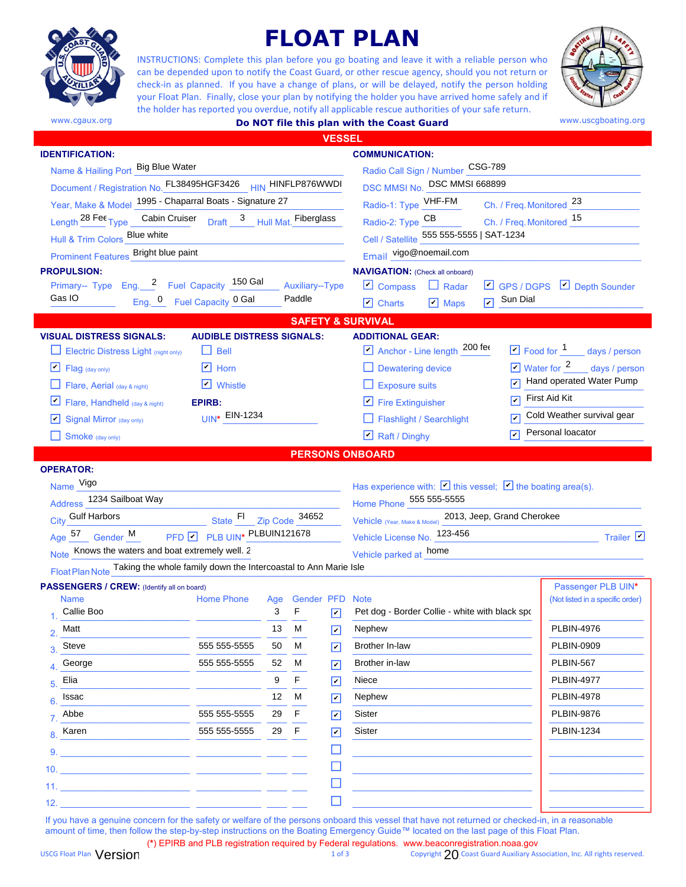# FLOAT PLAN

www.cgaux.org

INSTRUCTIONS: Complete this plan before you go boating and leave it with a reliable person who can be depended upon to notify the Coast Guard, or other rescue agency, should you not return or check-in as planned. If you have a change of plans, or will be delayed, notify the person holding your Float Plan. Finally, close your plan by notifying the holder you have arrived home safely and if the holder has reported you overdue, notify all applicable rescue authorities of your safe return.

**Do NOT file this plan with the Coast Guard**

www.uscgboating.org

## VESSEL

### IDENTIFICATION:

- Name & Hailing Port: Big Blue Water
- Document / Registration No.: FL38495HGF3426 HIN: HINFLP876WWDI
- Year, Make & Model: 1995 - Chaparral Boats - Signature 27
- Length: 28 Fee Type: Cabin Cruiser Draft: 3 Hull Mat.: Fiberglass
- Hull & Trim Colors: Blue white
- Prominent Features: Bright blue paint

### COMMUNICATION:

- Radio Call Sign / Number: CSG-789
- DSC MMSI No.: DSC MMSI 668899
- Radio-1: Type: VHF-FM Ch. / Freq. Monitored: 23
- Radio-2: Type: CB Ch. / Freq. Monitored: 15
- Cell / Satellite: 555 555-5555 | SAT-1234
- Email: vigo@noemail.com

### PROPULSION:

- Primary-- Type: Gas IO Eng.: 2 Fuel Capacity: 150 Gal
- Auxiliary--Type: Paddle Eng.: 0 Fuel Capacity: 0 Gal

### NAVIGATION: (Check all onboard)

- ☑ Compass ☐ Radar ☑ GPS / DGPS ☑ Depth Sounder
- ☑ Charts ☑ Maps ☑ Sun Dial

## SAFETY & SURVIVAL

### VISUAL DISTRESS SIGNALS:

- ☐ Electric Distress Light (night only)
- ☑ Flag (day only)
- ☐ Flare, Aerial (day & night)
- ☑ Flare, Handheld (day & night)
- ☑ Signal Mirror (day only)
- ☐ Smoke (day only)

### AUDIBLE DISTRESS SIGNALS:

- ☐ Bell
- ☑ Horn
- ☑ Whistle

### EPIRB:

UIN*: EIN-1234

### ADDITIONAL GEAR:

- ☑ Anchor - Line length: 200 fee
- ☐ Dewatering device
- ☐ Exposure suits
- ☑ Fire Extinguisher
- ☐ Flashlight / Searchlight
- ☑ Raft / Dinghy
- ☑ Food for 1 days / person
- ☑ Water for 2 days / person
- ☑ Hand operated Water Pump
- ☑ First Aid Kit
- ☑ Cold Weather survival gear
- ☑ Personal loacator

## PERSONS ONBOARD

### OPERATOR:

- Name: Vigo
- Address: 1234 Sailboat Way
- City: Gulf Harbors State: Fl Zip Code: 34652
- Age: 57 Gender: M PFD ☑ PLB UIN*: PLBUIN121678
- Note: Knows the waters and boat extremely well. 2
- Has experience with: ☑ this vessel; ☑ the boating area(s).
- Home Phone: 555 555-5555
- Vehicle (Year, Make & Model): 2013, Jeep, Grand Cherokee
- Vehicle License No.: 123-456 Trailer ☑
- Vehicle parked at: home

Float Plan Note: Taking the whole family down the Intercoastal to Ann Marie Isle

### PASSENGERS / CREW: (Identify all on board)

| # | Name | Home Phone | Age | Gender | PFD | Note | Passenger PLB UIN* (Not listed in a specific order) |
|---|---|---|---|---|---|---|---|
| 1. | Callie Boo | | 3 | F | ☑ | Pet dog - Border Collie - white with black spc | |
| 2. | Matt | | 13 | M | ☑ | Nephew | PLBIN-4976 |
| 3. | Steve | 555 555-5555 | 50 | M | ☑ | Brother In-law | PLBIN-0909 |
| 4. | George | 555 555-5555 | 52 | M | ☑ | Brother in-law | PLBIN-567 |
| 5. | Elia | | 9 | F | ☑ | Niece | PLBIN-4977 |
| 6. | Issac | | 12 | M | ☑ | Nephew | PLBIN-4978 |
| 7. | Abbe | 555 555-5555 | 29 | F | ☑ | Sister | PLBIN-9876 |
| 8. | Karen | 555 555-5555 | 29 | F | ☑ | Sister | PLBIN-1234 |
| 9. | | | | | ☐ | | |
| 10. | | | | | ☐ | | |
| 11. | | | | | ☐ | | |
| 12. | | | | | ☐ | | |

If you have a genuine concern for the safety or welfare of the persons onboard this vessel that have not returned or checked-in, in a reasonable amount of time, then follow the step-by-step instructions on the Boating Emergency Guide™ located on the last page of this Float Plan.

(*) EPIRB and PLB registration required by Federal regulations. www.beaconregistration.noaa.gov

USCG Float Plan Version — Copyright 20 Coast Guard Auxiliary Association, Inc. All rights reserved.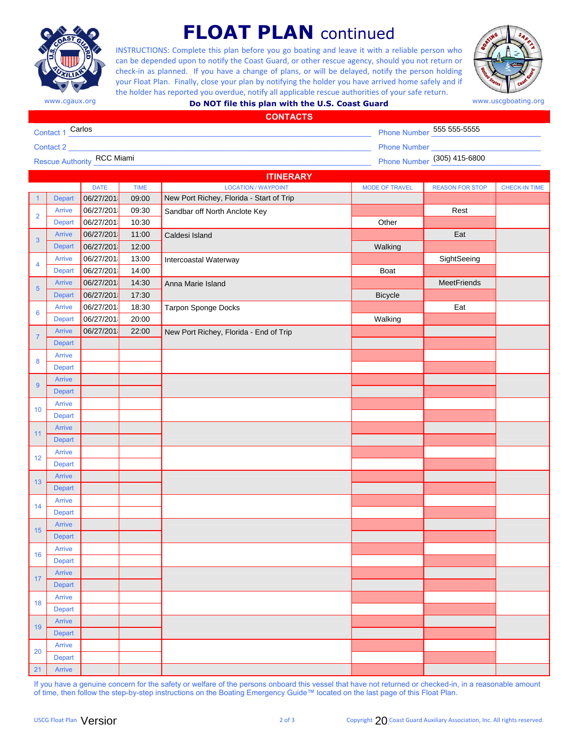# FLOAT PLAN continued

INSTRUCTIONS: Complete this plan before you go boating and leave it with a reliable person who can be depended upon to notify the Coast Guard, or other rescue agency, should you not return or check-in as planned. If you have a change of plans, or will be delayed, notify the person holding your Float Plan. Finally, close your plan by notifying the holder you have arrived home safely and if the holder has reported you overdue, notify all applicable rescue authorities of your safe return.

www.cgaux.org

**Do NOT file this plan with the U.S. Coast Guard**

www.uscgboating.org

## CONTACTS

| | | | |
|---|---|---|---|
| Contact 1 | Carlos | Phone Number | 555 555-5555 |
| Contact 2 | | Phone Number | |
| Rescue Authority | RCC Miami | Phone Number | (305) 415-6800 |

## ITINERARY

| # | | DATE | TIME | LOCATION / WAYPOINT | MODE OF TRAVEL | REASON FOR STOP | CHECK-IN TIME |
|---|---|---|---|---|---|---|---|
| 1 | Depart | 06/27/201 | 09:00 | New Port Richey, Florida - Start of Trip | | | |
| 2 | Arrive | 06/27/201 | 09:30 | Sandbar off North Anclote Key | | Rest | |
| | Depart | 06/27/201 | 10:30 | | Other | | |
| 3 | Arrive | 06/27/201 | 11:00 | Caldesi Island | | Eat | |
| | Depart | 06/27/201 | 12:00 | | Walking | | |
| 4 | Arrive | 06/27/201 | 13:00 | Intercoastal Waterway | | SightSeeing | |
| | Depart | 06/27/201 | 14:00 | | Boat | | |
| 5 | Arrive | 06/27/201 | 14:30 | Anna Marie Island | | MeetFriends | |
| | Depart | 06/27/201 | 17:30 | | Bicycle | | |
| 6 | Arrive | 06/27/201 | 18:30 | Tarpon Sponge Docks | | Eat | |
| | Depart | 06/27/201 | 20:00 | | Walking | | |
| 7 | Arrive | 06/27/201 | 22:00 | New Port Richey, Florida - End of Trip | | | |
| | Depart | | | | | | |
| 8 | Arrive | | | | | | |
| | Depart | | | | | | |
| 9 | Arrive | | | | | | |
| | Depart | | | | | | |
| 10 | Arrive | | | | | | |
| | Depart | | | | | | |
| 11 | Arrive | | | | | | |
| | Depart | | | | | | |
| 12 | Arrive | | | | | | |
| | Depart | | | | | | |
| 13 | Arrive | | | | | | |
| | Depart | | | | | | |
| 14 | Arrive | | | | | | |
| | Depart | | | | | | |
| 15 | Arrive | | | | | | |
| | Depart | | | | | | |
| 16 | Arrive | | | | | | |
| | Depart | | | | | | |
| 17 | Arrive | | | | | | |
| | Depart | | | | | | |
| 18 | Arrive | | | | | | |
| | Depart | | | | | | |
| 19 | Arrive | | | | | | |
| | Depart | | | | | | |
| 20 | Arrive | | | | | | |
| | Depart | | | | | | |
| 21 | Arrive | | | | | | |

If you have a genuine concern for the safety or welfare of the persons onboard this vessel that have not returned or checked-in, in a reasonable amount of time, then follow the step-by-step instructions on the Boating Emergency Guide™ located on the last page of this Float Plan.

USCG Float Plan Versior

Copyright 20 Coast Guard Auxiliary Association, Inc. All rights reserved.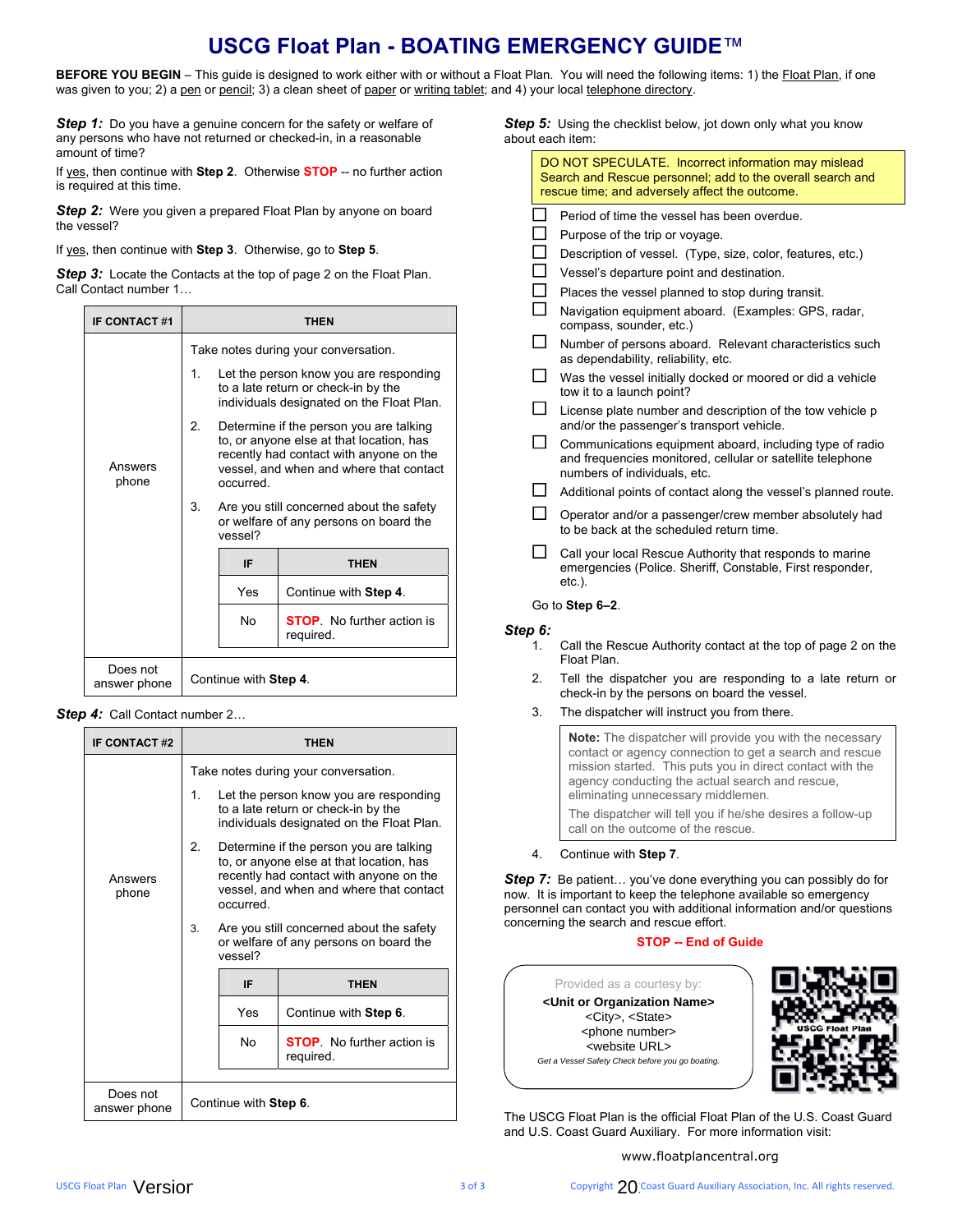# USCG Float Plan - BOATING EMERGENCY GUIDE™

**BEFORE YOU BEGIN** – This guide is designed to work either with or without a Float Plan. You will need the following items: 1) the Float Plan, if one was given to you; 2) a pen or pencil; 3) a clean sheet of paper or writing tablet; and 4) your local telephone directory.

***Step 1:*** Do you have a genuine concern for the safety or welfare of any persons who have not returned or checked-in, in a reasonable amount of time?

If yes, then continue with **Step 2**. Otherwise **STOP** -- no further action is required at this time.

***Step 2:*** Were you given a prepared Float Plan by anyone on board the vessel?

If yes, then continue with **Step 3**. Otherwise, go to **Step 5**.

***Step 3:*** Locate the Contacts at the top of page 2 on the Float Plan. Call Contact number 1…

| IF CONTACT #1 | THEN |
|---|---|
| Answers phone | Take notes during your conversation.<br>1. Let the person know you are responding to a late return or check-in by the individuals designated on the Float Plan.<br>2. Determine if the person you are talking to, or anyone else at that location, has recently had contact with anyone on the vessel, and when and where that contact occurred.<br>3. Are you still concerned about the safety or welfare of any persons on board the vessel?<br>IF Yes, THEN Continue with **Step 4**.<br>IF No, THEN **STOP**. No further action is required. |
| Does not answer phone | Continue with **Step 4**. |

***Step 4:*** Call Contact number 2…

| IF CONTACT #2 | THEN |
|---|---|
| Answers phone | Take notes during your conversation.<br>1. Let the person know you are responding to a late return or check-in by the individuals designated on the Float Plan.<br>2. Determine if the person you are talking to, or anyone else at that location, has recently had contact with anyone on the vessel, and when and where that contact occurred.<br>3. Are you still concerned about the safety or welfare of any persons on board the vessel?<br>IF Yes, THEN Continue with **Step 6**.<br>IF No, THEN **STOP**. No further action is required. |
| Does not answer phone | Continue with **Step 6**. |

***Step 5:*** Using the checklist below, jot down only what you know about each item:

> DO NOT SPECULATE. Incorrect information may mislead Search and Rescue personnel; add to the overall search and rescue time; and adversely affect the outcome.

- ☐ Period of time the vessel has been overdue.
- ☐ Purpose of the trip or voyage.
- ☐ Description of vessel. (Type, size, color, features, etc.)
- ☐ Vessel's departure point and destination.
- ☐ Places the vessel planned to stop during transit.
- ☐ Navigation equipment aboard. (Examples: GPS, radar, compass, sounder, etc.)
- ☐ Number of persons aboard. Relevant characteristics such as dependability, reliability, etc.
- ☐ Was the vessel initially docked or moored or did a vehicle tow it to a launch point?
- ☐ License plate number and description of the tow vehicle p and/or the passenger's transport vehicle.
- ☐ Communications equipment aboard, including type of radio and frequencies monitored, cellular or satellite telephone numbers of individuals, etc.
- ☐ Additional points of contact along the vessel's planned route.
- ☐ Operator and/or a passenger/crew member absolutely had to be back at the scheduled return time.
- ☐ Call your local Rescue Authority that responds to marine emergencies (Police. Sheriff, Constable, First responder, etc.).

Go to **Step 6–2**.

***Step 6:***

1. Call the Rescue Authority contact at the top of page 2 on the Float Plan.
2. Tell the dispatcher you are responding to a late return or check-in by the persons on board the vessel.
3. The dispatcher will instruct you from there.

> **Note:** The dispatcher will provide you with the necessary contact or agency connection to get a search and rescue mission started. This puts you in direct contact with the agency conducting the actual search and rescue, eliminating unnecessary middlemen.
>
> The dispatcher will tell you if he/she desires a follow-up call on the outcome of the rescue.

4. Continue with **Step 7**.

***Step 7:*** Be patient… you've done everything you can possibly do for now. It is important to keep the telephone available so emergency personnel can contact you with additional information and/or questions concerning the search and rescue effort.

**STOP -- End of Guide**

Provided as a courtesy by:
**<Unit or Organization Name>**
<City>, <State>
<phone number>
<website URL>
*Get a Vessel Safety Check before you go boating.*

USCG Float Plan

The USCG Float Plan is the official Float Plan of the U.S. Coast Guard and U.S. Coast Guard Auxiliary. For more information visit:

www.floatplancentral.org